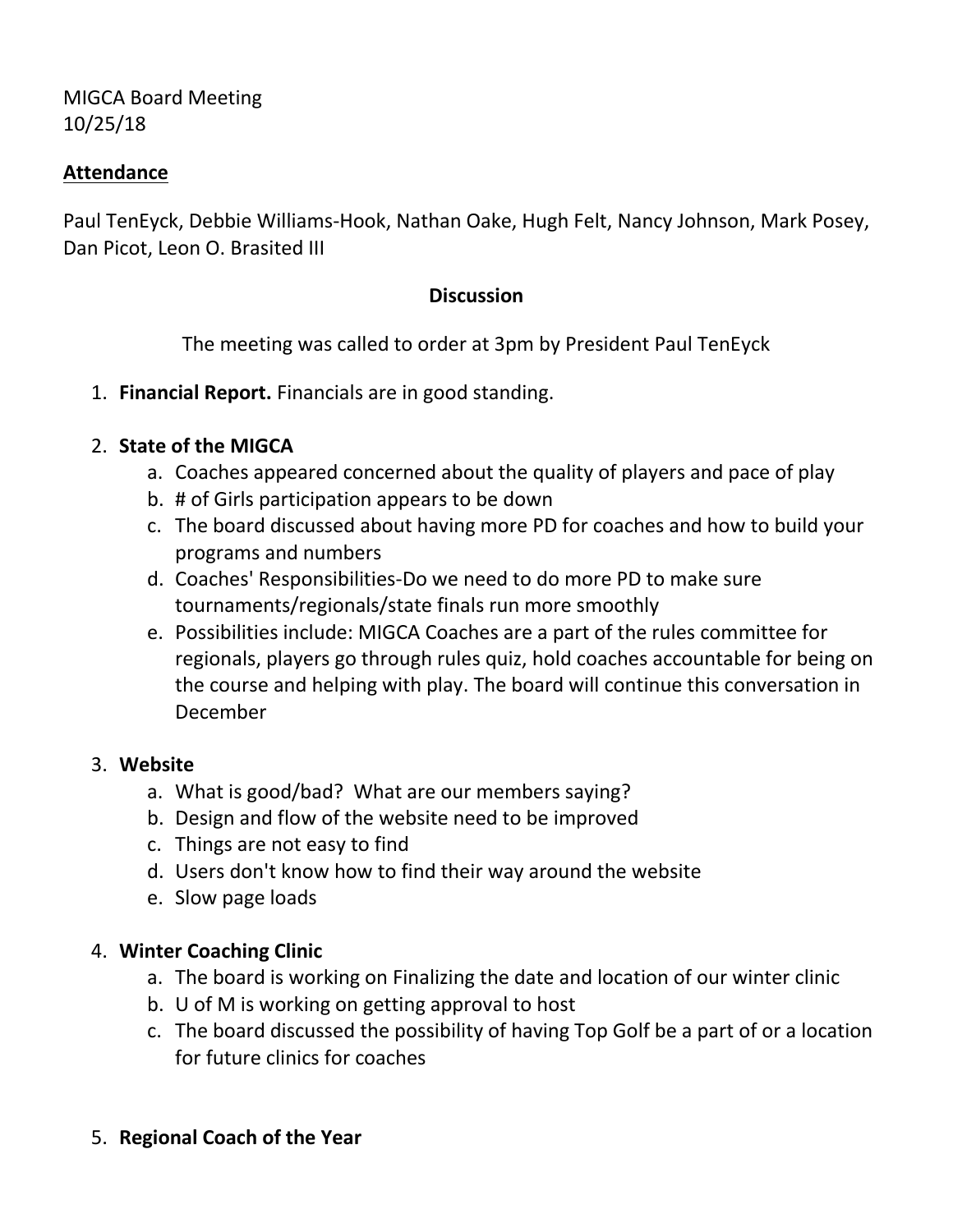MIGCA Board Meeting
10/25/18

## Attendance

Paul TenEyck, Debbie Williams-Hook, Nathan Oake, Hugh Felt, Nancy Johnson, Mark Posey, Dan Picot, Leon O. Brasited III

## Discussion

The meeting was called to order at 3pm by President Paul TenEyck

1. **Financial Report.** Financials are in good standing.

2. **State of the MIGCA**
   a. Coaches appeared concerned about the quality of players and pace of play
   b. # of Girls participation appears to be down
   c. The board discussed about having more PD for coaches and how to build your programs and numbers
   d. Coaches' Responsibilities-Do we need to do more PD to make sure tournaments/regionals/state finals run more smoothly
   e. Possibilities include: MIGCA Coaches are a part of the rules committee for regionals, players go through rules quiz, hold coaches accountable for being on the course and helping with play. The board will continue this conversation in December

3. **Website**
   a. What is good/bad? What are our members saying?
   b. Design and flow of the website need to be improved
   c. Things are not easy to find
   d. Users don't know how to find their way around the website
   e. Slow page loads

4. **Winter Coaching Clinic**
   a. The board is working on Finalizing the date and location of our winter clinic
   b. U of M is working on getting approval to host
   c. The board discussed the possibility of having Top Golf be a part of or a location for future clinics for coaches

5. **Regional Coach of the Year**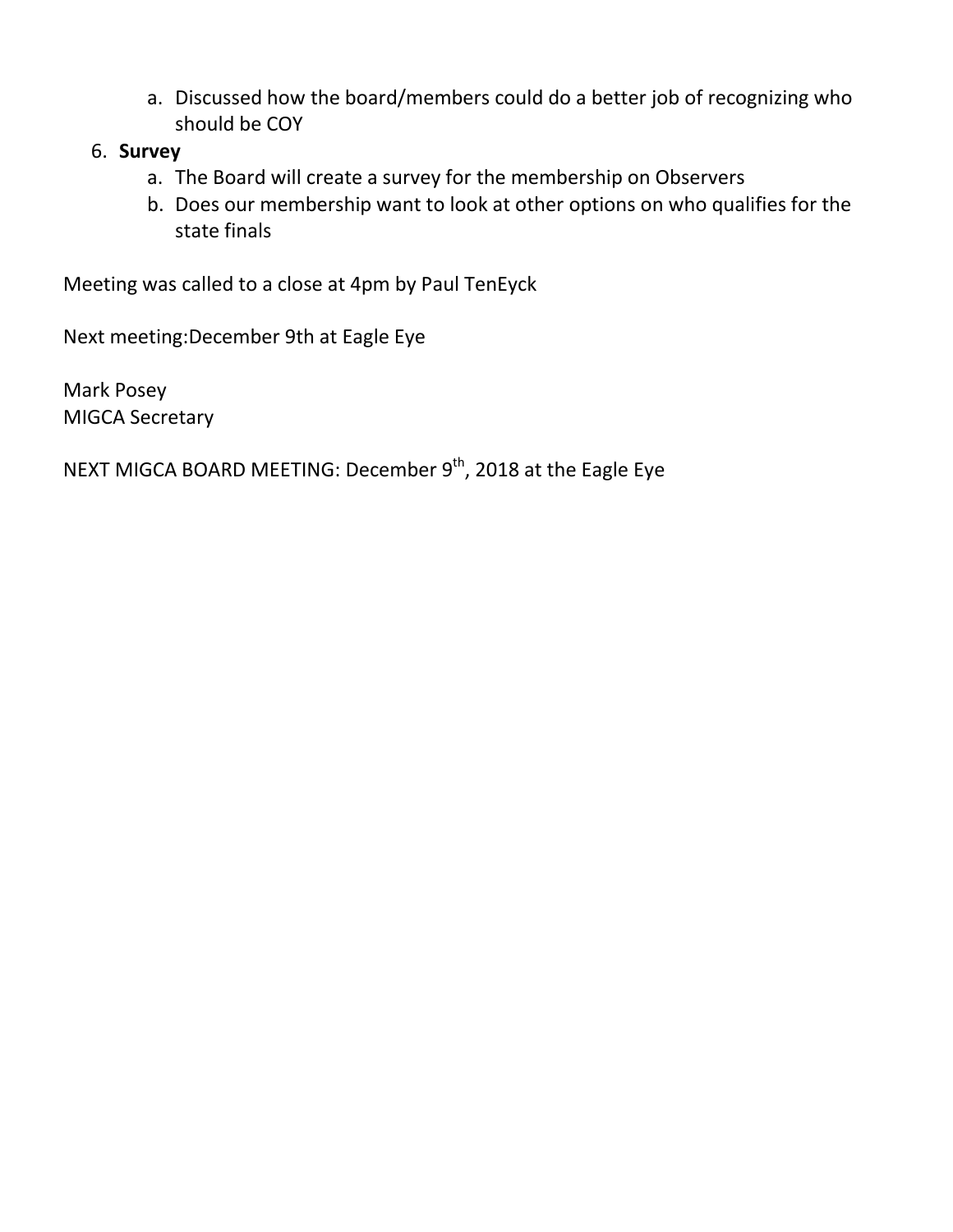a. Discussed how the board/members could do a better job of recognizing who should be COY

6. **Survey**
    a. The Board will create a survey for the membership on Observers
    b. Does our membership want to look at other options on who qualifies for the state finals

Meeting was called to a close at 4pm by Paul TenEyck

Next meeting:December 9th at Eagle Eye

Mark Posey
MIGCA Secretary

NEXT MIGCA BOARD MEETING: December 9th, 2018 at the Eagle Eye